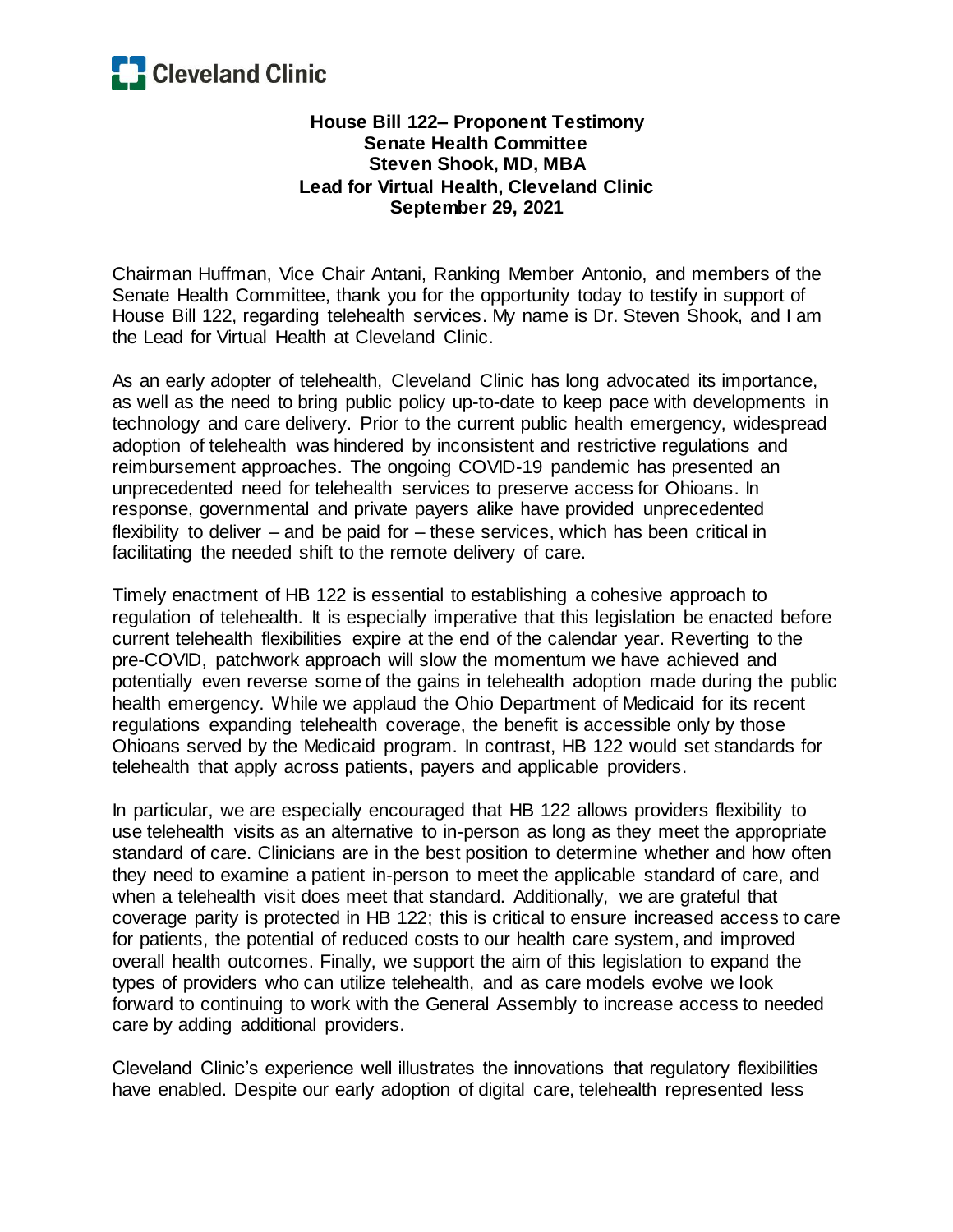Cleveland Clinic

**House Bill 122– Proponent Testimony**
**Senate Health Committee**
**Steven Shook, MD, MBA**
**Lead for Virtual Health, Cleveland Clinic**
**September 29, 2021**

Chairman Huffman, Vice Chair Antani, Ranking Member Antonio, and members of the Senate Health Committee, thank you for the opportunity today to testify in support of House Bill 122, regarding telehealth services. My name is Dr. Steven Shook, and I am the Lead for Virtual Health at Cleveland Clinic.

As an early adopter of telehealth, Cleveland Clinic has long advocated its importance, as well as the need to bring public policy up-to-date to keep pace with developments in technology and care delivery. Prior to the current public health emergency, widespread adoption of telehealth was hindered by inconsistent and restrictive regulations and reimbursement approaches. The ongoing COVID-19 pandemic has presented an unprecedented need for telehealth services to preserve access for Ohioans. In response, governmental and private payers alike have provided unprecedented flexibility to deliver – and be paid for – these services, which has been critical in facilitating the needed shift to the remote delivery of care.

Timely enactment of HB 122 is essential to establishing a cohesive approach to regulation of telehealth. It is especially imperative that this legislation be enacted before current telehealth flexibilities expire at the end of the calendar year. Reverting to the pre-COVID, patchwork approach will slow the momentum we have achieved and potentially even reverse some of the gains in telehealth adoption made during the public health emergency. While we applaud the Ohio Department of Medicaid for its recent regulations expanding telehealth coverage, the benefit is accessible only by those Ohioans served by the Medicaid program. In contrast, HB 122 would set standards for telehealth that apply across patients, payers and applicable providers.

In particular, we are especially encouraged that HB 122 allows providers flexibility to use telehealth visits as an alternative to in-person as long as they meet the appropriate standard of care. Clinicians are in the best position to determine whether and how often they need to examine a patient in-person to meet the applicable standard of care, and when a telehealth visit does meet that standard. Additionally, we are grateful that coverage parity is protected in HB 122; this is critical to ensure increased access to care for patients, the potential of reduced costs to our health care system, and improved overall health outcomes. Finally, we support the aim of this legislation to expand the types of providers who can utilize telehealth, and as care models evolve we look forward to continuing to work with the General Assembly to increase access to needed care by adding additional providers.

Cleveland Clinic's experience well illustrates the innovations that regulatory flexibilities have enabled. Despite our early adoption of digital care, telehealth represented less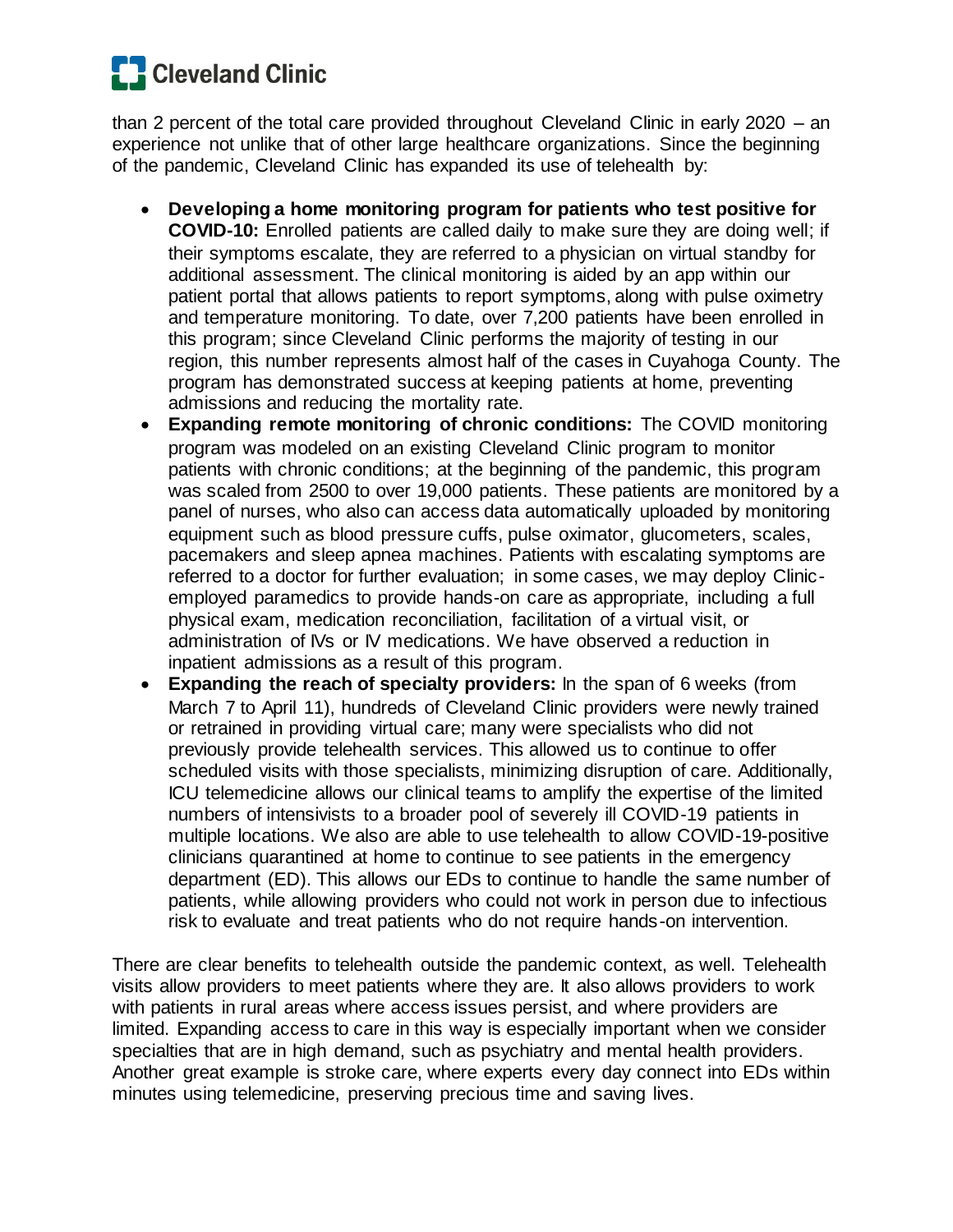than 2 percent of the total care provided throughout Cleveland Clinic in early 2020 – an experience not unlike that of other large healthcare organizations. Since the beginning of the pandemic, Cleveland Clinic has expanded its use of telehealth by:

- **Developing a home monitoring program for patients who test positive for COVID-10:** Enrolled patients are called daily to make sure they are doing well; if their symptoms escalate, they are referred to a physician on virtual standby for additional assessment. The clinical monitoring is aided by an app within our patient portal that allows patients to report symptoms, along with pulse oximetry and temperature monitoring. To date, over 7,200 patients have been enrolled in this program; since Cleveland Clinic performs the majority of testing in our region, this number represents almost half of the cases in Cuyahoga County. The program has demonstrated success at keeping patients at home, preventing admissions and reducing the mortality rate.
- **Expanding remote monitoring of chronic conditions:** The COVID monitoring program was modeled on an existing Cleveland Clinic program to monitor patients with chronic conditions; at the beginning of the pandemic, this program was scaled from 2500 to over 19,000 patients. These patients are monitored by a panel of nurses, who also can access data automatically uploaded by monitoring equipment such as blood pressure cuffs, pulse oximator, glucometers, scales, pacemakers and sleep apnea machines. Patients with escalating symptoms are referred to a doctor for further evaluation; in some cases, we may deploy Clinic-employed paramedics to provide hands-on care as appropriate, including a full physical exam, medication reconciliation, facilitation of a virtual visit, or administration of IVs or IV medications. We have observed a reduction in inpatient admissions as a result of this program.
- **Expanding the reach of specialty providers:** In the span of 6 weeks (from March 7 to April 11), hundreds of Cleveland Clinic providers were newly trained or retrained in providing virtual care; many were specialists who did not previously provide telehealth services. This allowed us to continue to offer scheduled visits with those specialists, minimizing disruption of care. Additionally, ICU telemedicine allows our clinical teams to amplify the expertise of the limited numbers of intensivists to a broader pool of severely ill COVID-19 patients in multiple locations. We also are able to use telehealth to allow COVID-19-positive clinicians quarantined at home to continue to see patients in the emergency department (ED). This allows our EDs to continue to handle the same number of patients, while allowing providers who could not work in person due to infectious risk to evaluate and treat patients who do not require hands-on intervention.

There are clear benefits to telehealth outside the pandemic context, as well. Telehealth visits allow providers to meet patients where they are. It also allows providers to work with patients in rural areas where access issues persist, and where providers are limited. Expanding access to care in this way is especially important when we consider specialties that are in high demand, such as psychiatry and mental health providers. Another great example is stroke care, where experts every day connect into EDs within minutes using telemedicine, preserving precious time and saving lives.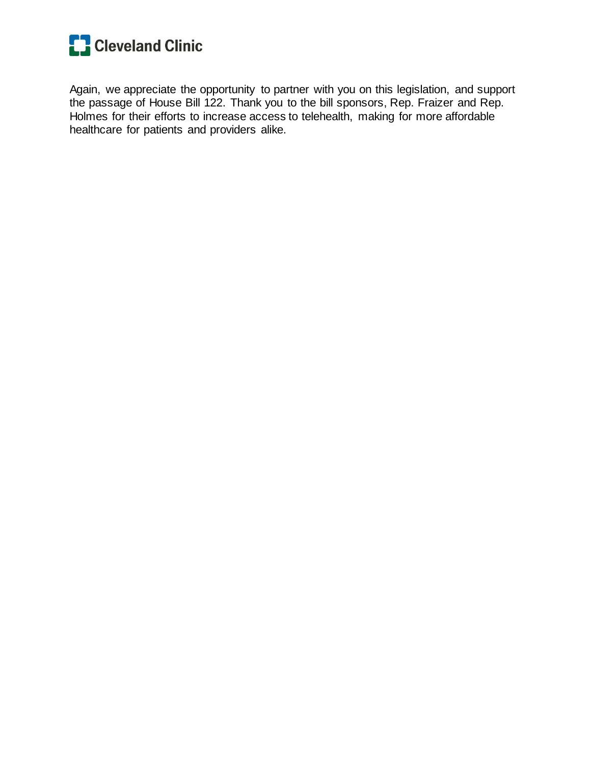Again, we appreciate the opportunity to partner with you on this legislation, and support the passage of House Bill 122. Thank you to the bill sponsors, Rep. Fraizer and Rep. Holmes for their efforts to increase access to telehealth, making for more affordable healthcare for patients and providers alike.